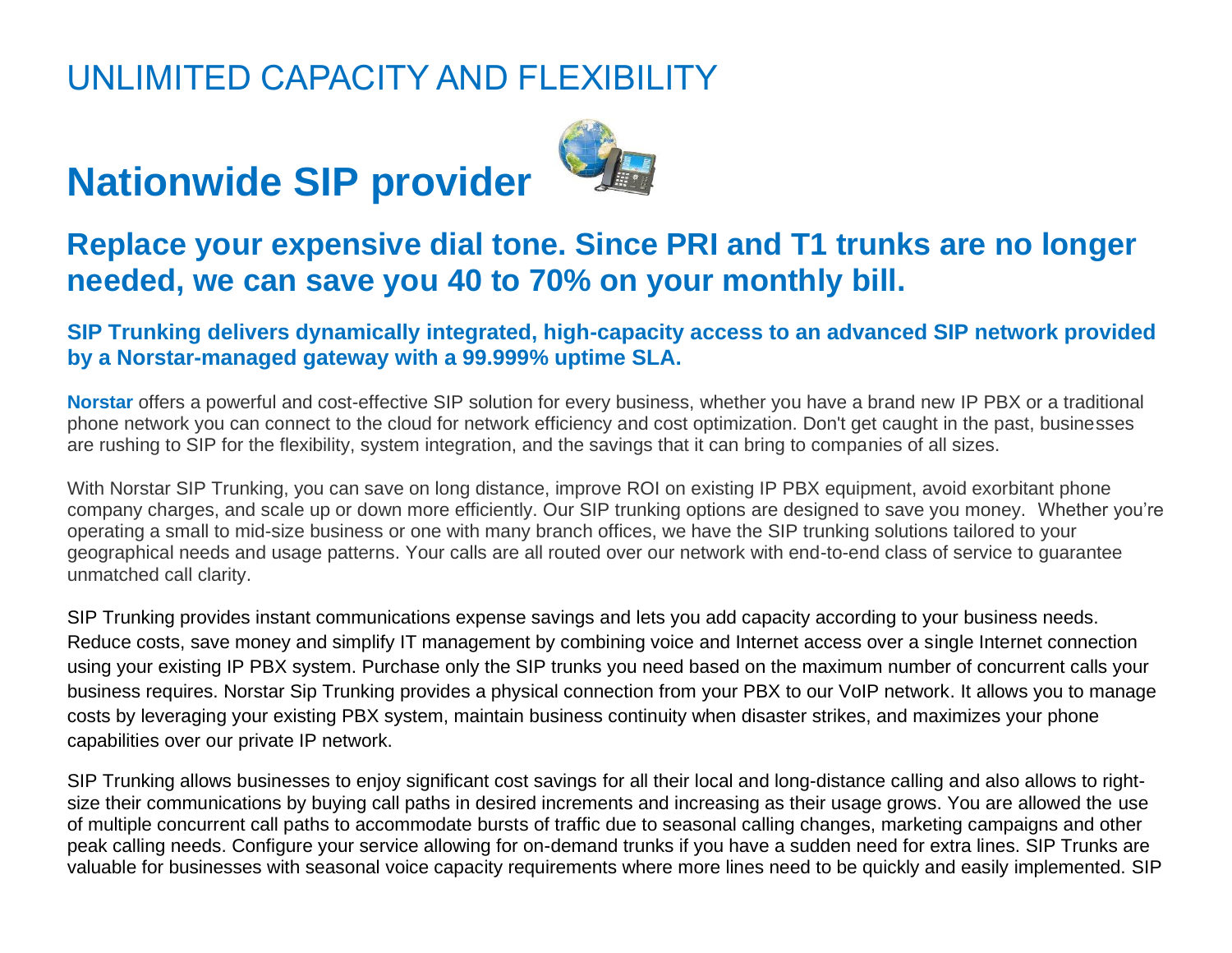# UNLIMITED CAPACITY AND FLEXIBILITY

# Nationwide SIP provider

## Replace your expensive dial tone. Since PRI and T1 trunks are no longer needed, we can save you 40 to 70% on your monthly bill.

### SIP Trunking delivers dynamically integrated, high-capacity access to an advanced SIP network provided by a Norstar-managed gateway with a 99.999% uptime SLA.

**Norstar** offers a powerful and cost-effective SIP solution for every business, whether you have a brand new IP PBX or a traditional phone network you can connect to the cloud for network efficiency and cost optimization. Don't get caught in the past, businesses are rushing to SIP for the flexibility, system integration, and the savings that it can bring to companies of all sizes.

With Norstar SIP Trunking, you can save on long distance, improve ROI on existing IP PBX equipment, avoid exorbitant phone company charges, and scale up or down more efficiently. Our SIP trunking options are designed to save you money. Whether you're operating a small to mid-size business or one with many branch offices, we have the SIP trunking solutions tailored to your geographical needs and usage patterns. Your calls are all routed over our network with end-to-end class of service to guarantee unmatched call clarity.

SIP Trunking provides instant communications expense savings and lets you add capacity according to your business needs. Reduce costs, save money and simplify IT management by combining voice and Internet access over a single Internet connection using your existing IP PBX system. Purchase only the SIP trunks you need based on the maximum number of concurrent calls your business requires. Norstar Sip Trunking provides a physical connection from your PBX to our VoIP network. It allows you to manage costs by leveraging your existing PBX system, maintain business continuity when disaster strikes, and maximizes your phone capabilities over our private IP network.

SIP Trunking allows businesses to enjoy significant cost savings for all their local and long-distance calling and also allows to right-size their communications by buying call paths in desired increments and increasing as their usage grows. You are allowed the use of multiple concurrent call paths to accommodate bursts of traffic due to seasonal calling changes, marketing campaigns and other peak calling needs. Configure your service allowing for on-demand trunks if you have a sudden need for extra lines. SIP Trunks are valuable for businesses with seasonal voice capacity requirements where more lines need to be quickly and easily implemented. SIP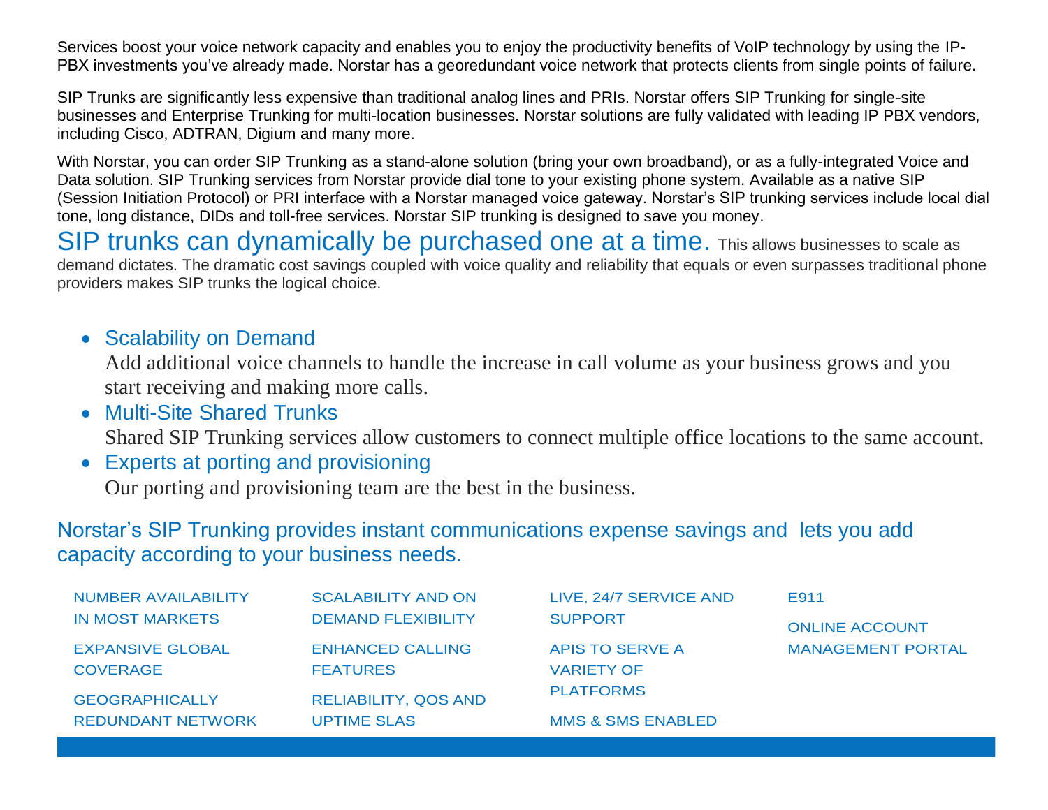Services boost your voice network capacity and enables you to enjoy the productivity benefits of VoIP technology by using the IP-PBX investments you've already made. Norstar has a georedundant voice network that protects clients from single points of failure.

SIP Trunks are significantly less expensive than traditional analog lines and PRIs. Norstar offers SIP Trunking for single-site businesses and Enterprise Trunking for multi-location businesses. Norstar solutions are fully validated with leading IP PBX vendors, including Cisco, ADTRAN, Digium and many more.

With Norstar, you can order SIP Trunking as a stand-alone solution (bring your own broadband), or as a fully-integrated Voice and Data solution. SIP Trunking services from Norstar provide dial tone to your existing phone system. Available as a native SIP (Session Initiation Protocol) or PRI interface with a Norstar managed voice gateway. Norstar's SIP trunking services include local dial tone, long distance, DIDs and toll-free services. Norstar SIP trunking is designed to save you money.

## SIP trunks can dynamically be purchased one at a time.

This allows businesses to scale as demand dictates. The dramatic cost savings coupled with voice quality and reliability that equals or even surpasses traditional phone providers makes SIP trunks the logical choice.

- **Scalability on Demand**
  Add additional voice channels to handle the increase in call volume as your business grows and you start receiving and making more calls.
- **Multi-Site Shared Trunks**
  Shared SIP Trunking services allow customers to connect multiple office locations to the same account.
- **Experts at porting and provisioning**
  Our porting and provisioning team are the best in the business.

## Norstar's SIP Trunking provides instant communications expense savings and lets you add capacity according to your business needs.

- NUMBER AVAILABILITY IN MOST MARKETS
- EXPANSIVE GLOBAL COVERAGE
- GEOGRAPHICALLY REDUNDANT NETWORK
- SCALABILITY AND ON DEMAND FLEXIBILITY
- ENHANCED CALLING FEATURES
- RELIABILITY, QOS AND UPTIME SLAS
- LIVE, 24/7 SERVICE AND SUPPORT
- APIS TO SERVE A VARIETY OF PLATFORMS
- MMS & SMS ENABLED
- E911
- ONLINE ACCOUNT MANAGEMENT PORTAL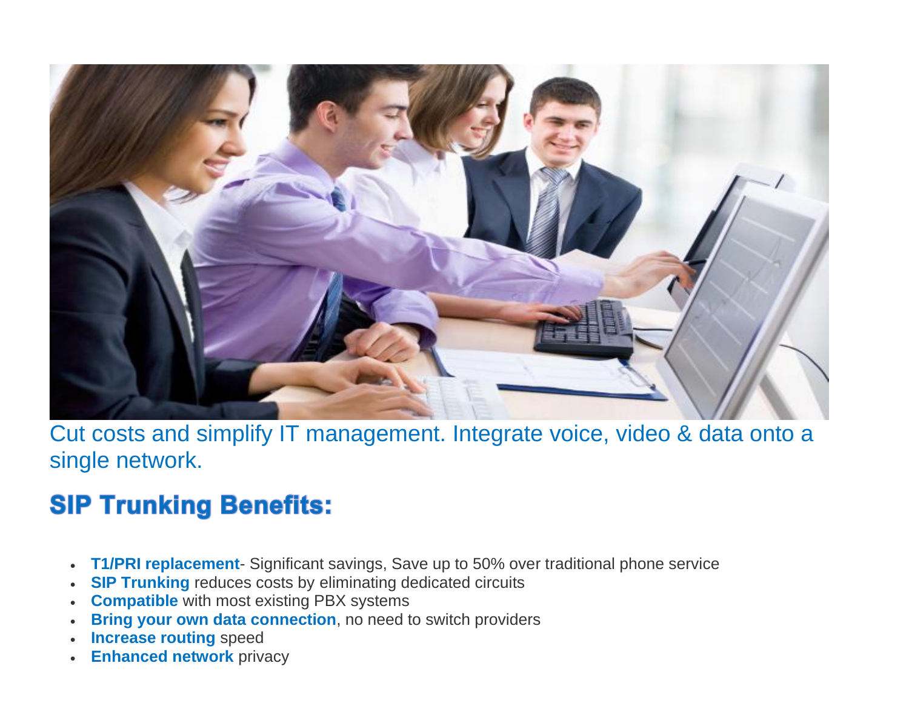Cut costs and simplify IT management. Integrate voice, video & data onto a single network.

## SIP Trunking Benefits:

- **T1/PRI replacement**- Significant savings, Save up to 50% over traditional phone service
- **SIP Trunking** reduces costs by eliminating dedicated circuits
- **Compatible** with most existing PBX systems
- **Bring your own data connection**, no need to switch providers
- **Increase routing** speed
- **Enhanced network** privacy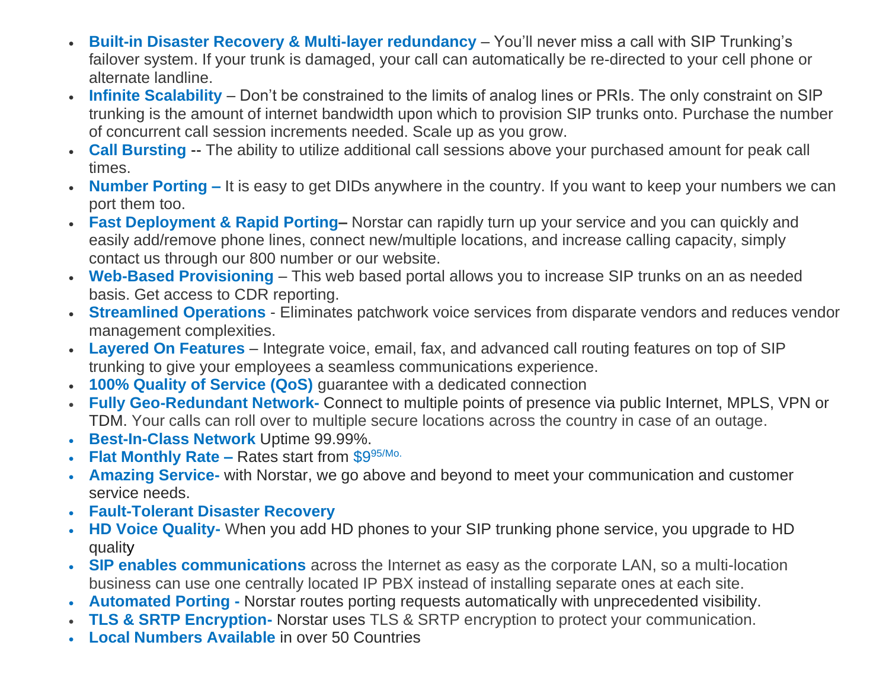- **Built-in Disaster Recovery & Multi-layer redundancy** – You'll never miss a call with SIP Trunking's failover system. If your trunk is damaged, your call can automatically be re-directed to your cell phone or alternate landline.
- **Infinite Scalability** – Don't be constrained to the limits of analog lines or PRIs. The only constraint on SIP trunking is the amount of internet bandwidth upon which to provision SIP trunks onto. Purchase the number of concurrent call session increments needed. Scale up as you grow.
- **Call Bursting** -- The ability to utilize additional call sessions above your purchased amount for peak call times.
- **Number Porting –** It is easy to get DIDs anywhere in the country. If you want to keep your numbers we can port them too.
- **Fast Deployment & Rapid Porting–** Norstar can rapidly turn up your service and you can quickly and easily add/remove phone lines, connect new/multiple locations, and increase calling capacity, simply contact us through our 800 number or our website.
- **Web-Based Provisioning** – This web based portal allows you to increase SIP trunks on an as needed basis. Get access to CDR reporting.
- **Streamlined Operations** - Eliminates patchwork voice services from disparate vendors and reduces vendor management complexities.
- **Layered On Features** – Integrate voice, email, fax, and advanced call routing features on top of SIP trunking to give your employees a seamless communications experience.
- **100% Quality of Service (QoS)** guarantee with a dedicated connection
- **Fully Geo-Redundant Network-** Connect to multiple points of presence via public Internet, MPLS, VPN or TDM. Your calls can roll over to multiple secure locations across the country in case of an outage.
- **Best-In-Class Network** Uptime 99.99%.
- **Flat Monthly Rate –** Rates start from $9.95/Mo.
- **Amazing Service-** with Norstar, we go above and beyond to meet your communication and customer service needs.
- **Fault-Tolerant Disaster Recovery**
- **HD Voice Quality-** When you add HD phones to your SIP trunking phone service, you upgrade to HD quality
- **SIP enables communications** across the Internet as easy as the corporate LAN, so a multi-location business can use one centrally located IP PBX instead of installing separate ones at each site.
- **Automated Porting -** Norstar routes porting requests automatically with unprecedented visibility.
- **TLS & SRTP Encryption-** Norstar uses TLS & SRTP encryption to protect your communication.
- **Local Numbers Available** in over 50 Countries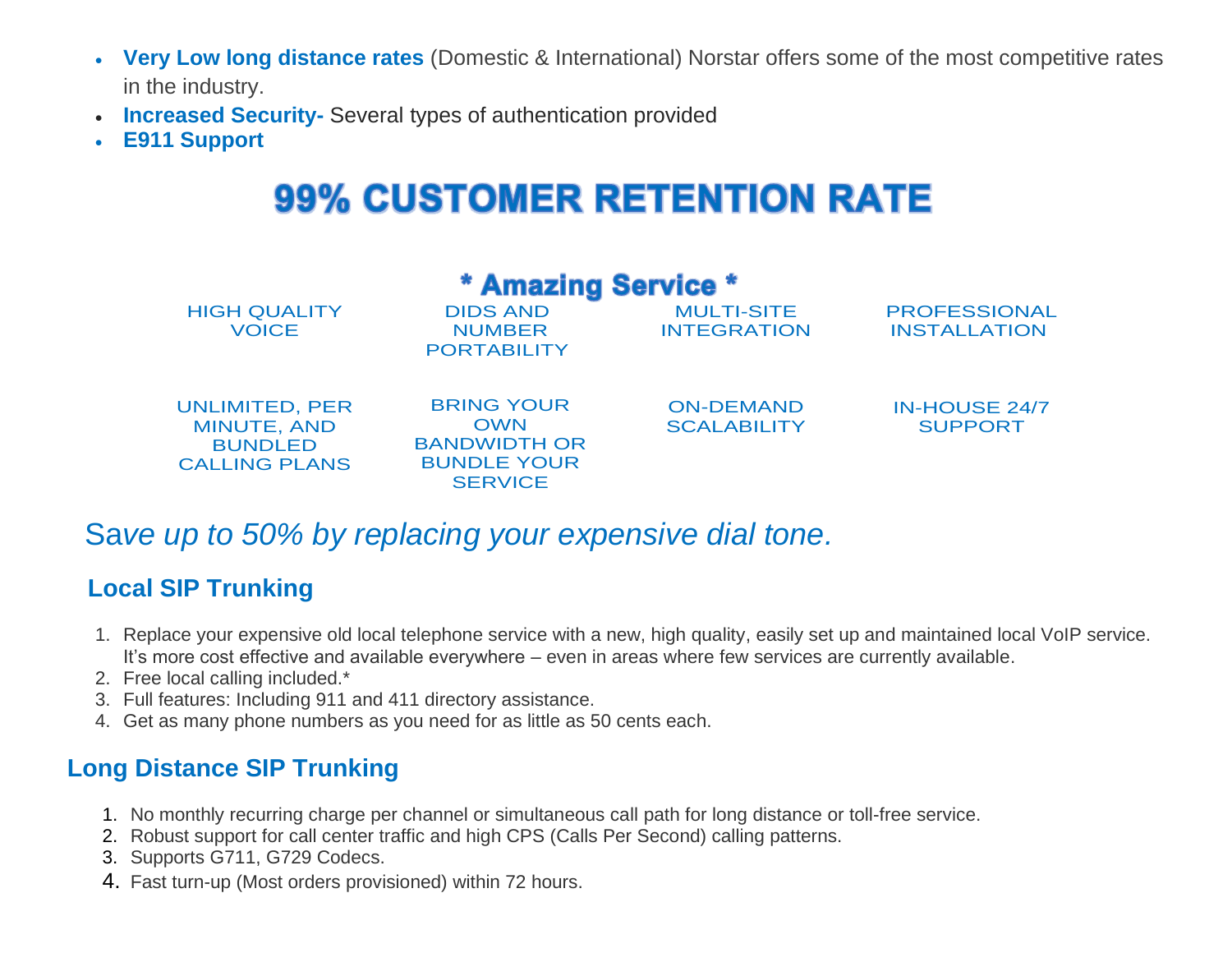- **Very Low long distance rates** (Domestic & International) Norstar offers some of the most competitive rates in the industry.
- **Increased Security-** Several types of authentication provided
- **E911 Support**

# 99% CUSTOMER RETENTION RATE

## * Amazing Service *

| | | | |
|---|---|---|---|
| HIGH QUALITY VOICE | DIDS AND NUMBER PORTABILITY | MULTI-SITE INTEGRATION | PROFESSIONAL INSTALLATION |
| UNLIMITED, PER MINUTE, AND BUNDLED CALLING PLANS | BRING YOUR OWN BANDWIDTH OR BUNDLE YOUR SERVICE | ON-DEMAND SCALABILITY | IN-HOUSE 24/7 SUPPORT |

*Save up to 50% by replacing your expensive dial tone.*

## Local SIP Trunking

1. Replace your expensive old local telephone service with a new, high quality, easily set up and maintained local VoIP service. It's more cost effective and available everywhere – even in areas where few services are currently available.
2. Free local calling included.*
3. Full features: Including 911 and 411 directory assistance.
4. Get as many phone numbers as you need for as little as 50 cents each.

## Long Distance SIP Trunking

1. No monthly recurring charge per channel or simultaneous call path for long distance or toll-free service.
2. Robust support for call center traffic and high CPS (Calls Per Second) calling patterns.
3. Supports G711, G729 Codecs.
4. Fast turn-up (Most orders provisioned) within 72 hours.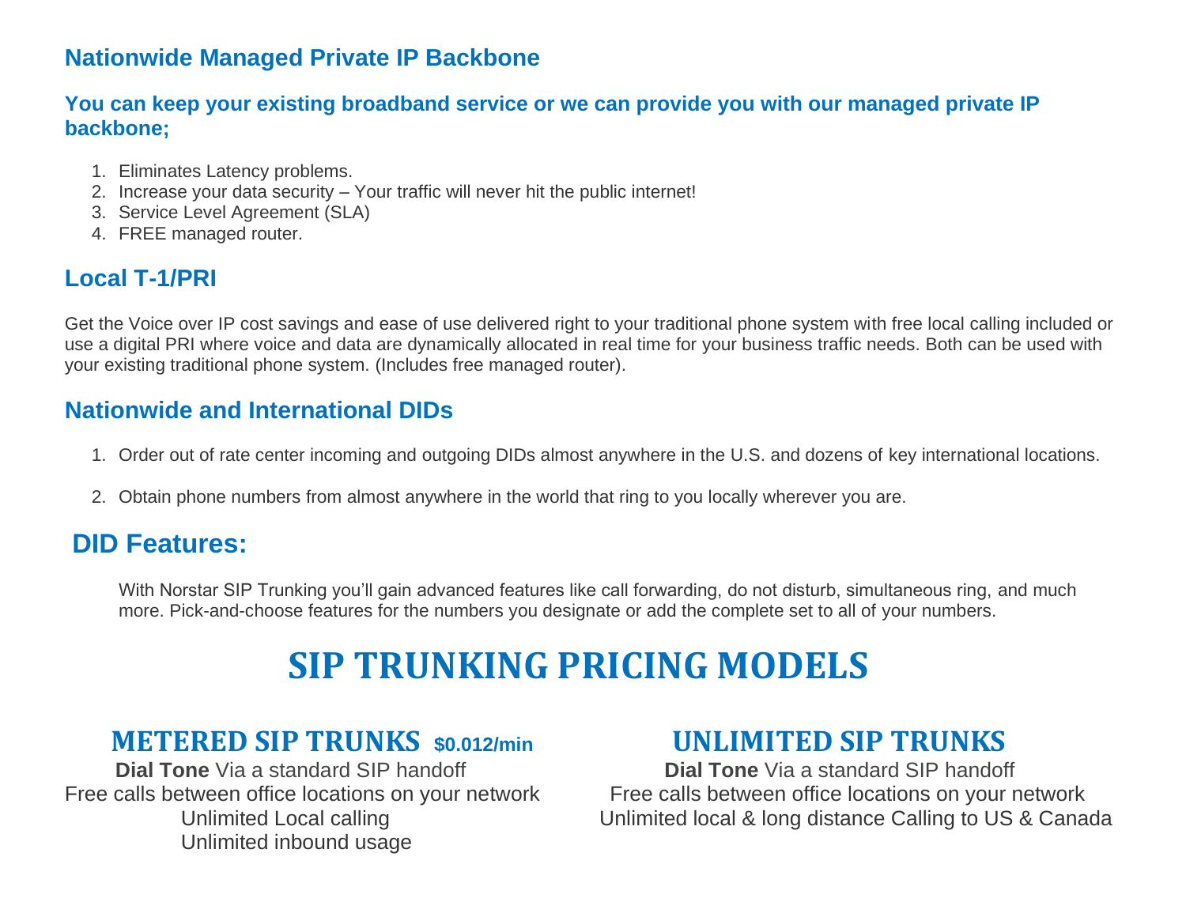## Nationwide Managed Private IP Backbone

### You can keep your existing broadband service or we can provide you with our managed private IP backbone;

1. Eliminates Latency problems.
2. Increase your data security – Your traffic will never hit the public internet!
3. Service Level Agreement (SLA)
4. FREE managed router.

## Local T-1/PRI

Get the Voice over IP cost savings and ease of use delivered right to your traditional phone system with free local calling included or use a digital PRI where voice and data are dynamically allocated in real time for your business traffic needs. Both can be used with your existing traditional phone system. (Includes free managed router).

## Nationwide and International DIDs

1. Order out of rate center incoming and outgoing DIDs almost anywhere in the U.S. and dozens of key international locations.

2. Obtain phone numbers from almost anywhere in the world that ring to you locally wherever you are.

## DID Features:

With Norstar SIP Trunking you'll gain advanced features like call forwarding, do not disturb, simultaneous ring, and much more. Pick-and-choose features for the numbers you designate or add the complete set to all of your numbers.

# SIP TRUNKING PRICING MODELS

### METERED SIP TRUNKS $0.012/min

**Dial Tone** Via a standard SIP handoff
Free calls between office locations on your network
Unlimited Local calling
Unlimited inbound usage

### UNLIMITED SIP TRUNKS

**Dial Tone** Via a standard SIP handoff
Free calls between office locations on your network
Unlimited local & long distance Calling to US & Canada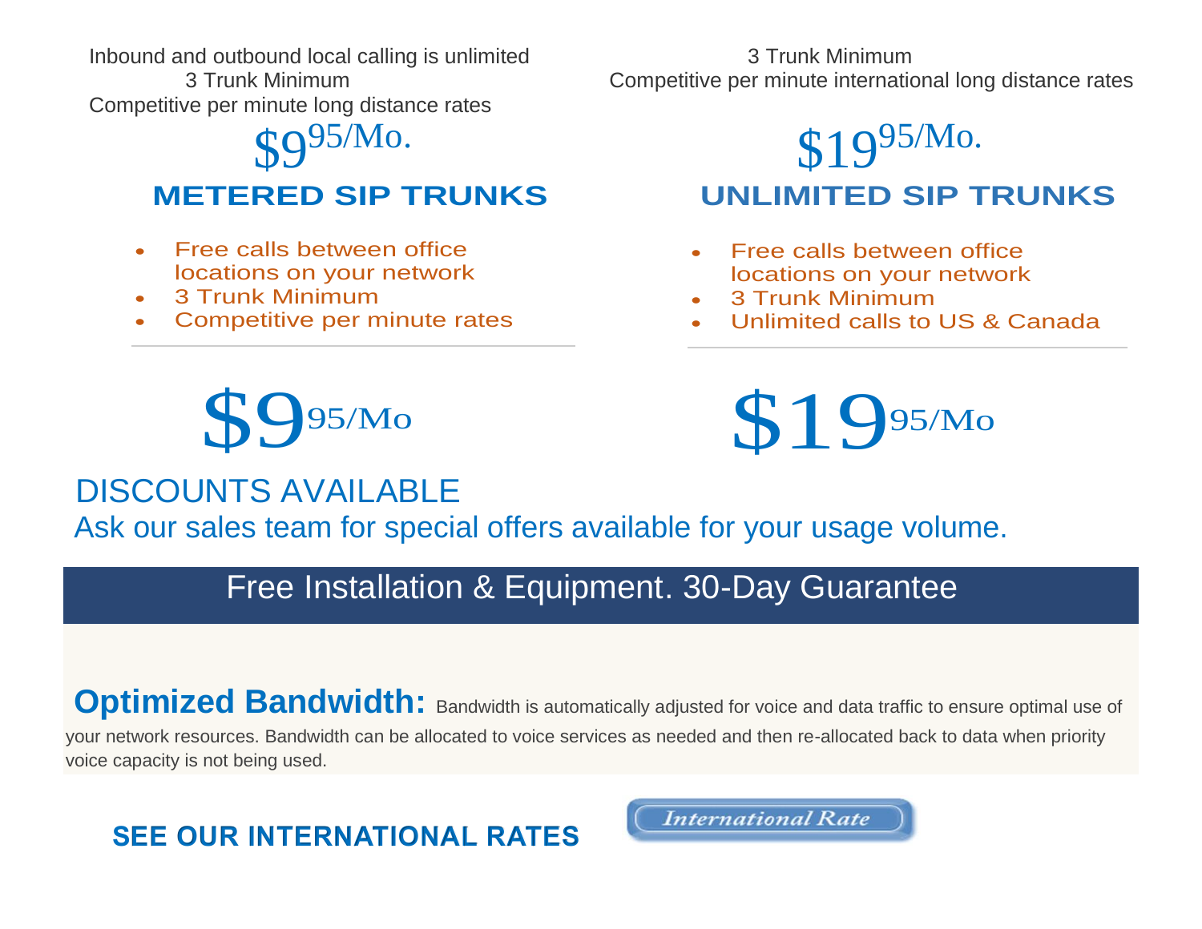Inbound and outbound local calling is unlimited
3 Trunk Minimum
Competitive per minute long distance rates

$9^{95/Mo.}$

## METERED SIP TRUNKS

- Free calls between office locations on your network
- 3 Trunk Minimum
- Competitive per minute rates

$9^{95/Mo}$

3 Trunk Minimum
Competitive per minute international long distance rates

$19^{95/Mo.}$

## UNLIMITED SIP TRUNKS

- Free calls between office locations on your network
- 3 Trunk Minimum
- Unlimited calls to US & Canada

$19^{95/Mo}$

DISCOUNTS AVAILABLE

Ask our sales team for special offers available for your usage volume.

Free Installation & Equipment. 30-Day Guarantee

**Optimized Bandwidth:** Bandwidth is automatically adjusted for voice and data traffic to ensure optimal use of your network resources. Bandwidth can be allocated to voice services as needed and then re-allocated back to data when priority voice capacity is not being used.

**SEE OUR INTERNATIONAL RATES**

*International Rate*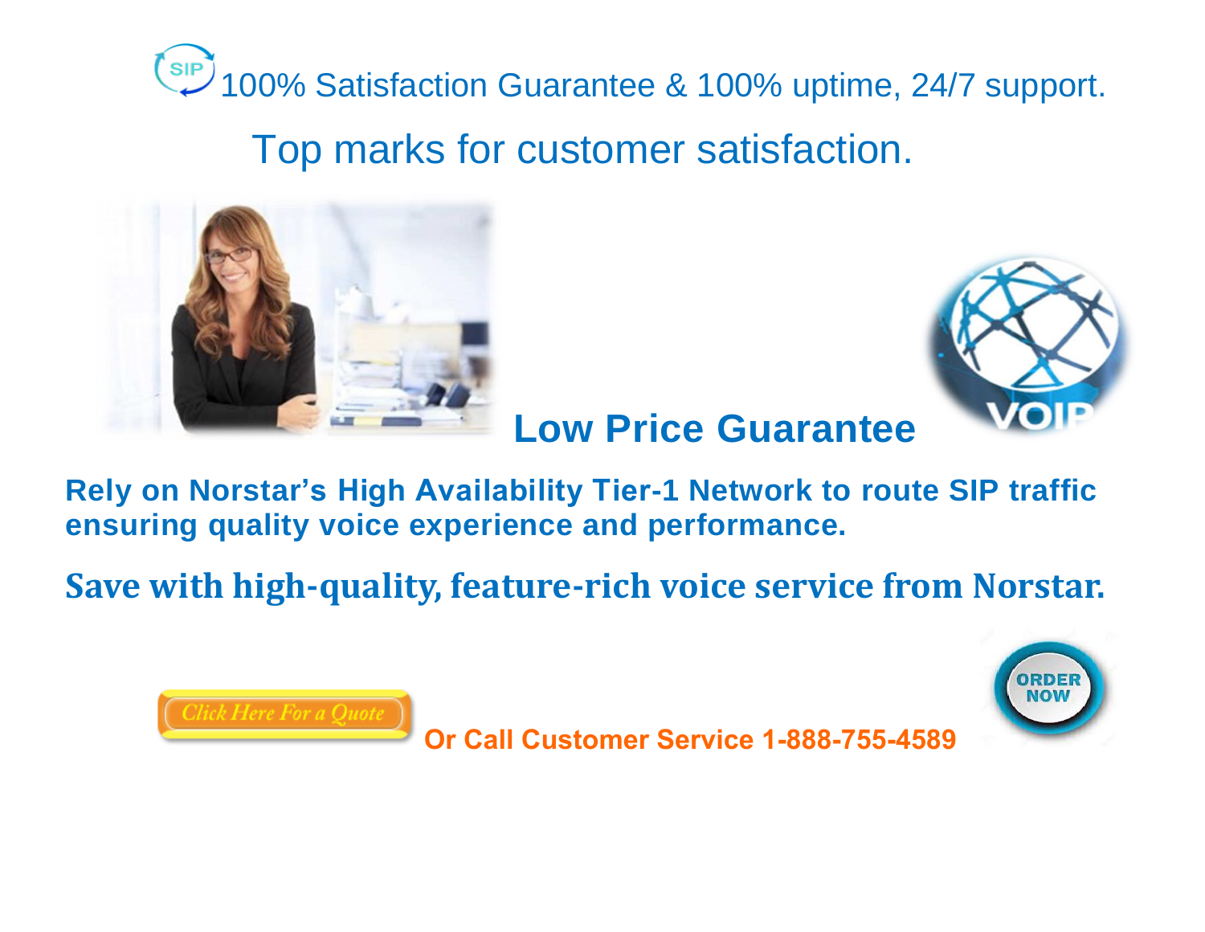100% Satisfaction Guarantee & 100% uptime, 24/7 support.

Top marks for customer satisfaction.

**Low Price Guarantee**

**Rely on Norstar's High Availability Tier-1 Network to route SIP traffic ensuring quality voice experience and performance.**

**Save with high-quality, feature-rich voice service from Norstar.**

*Click Here For a Quote*

**Or Call Customer Service 1-888-755-4589**

ORDER NOW